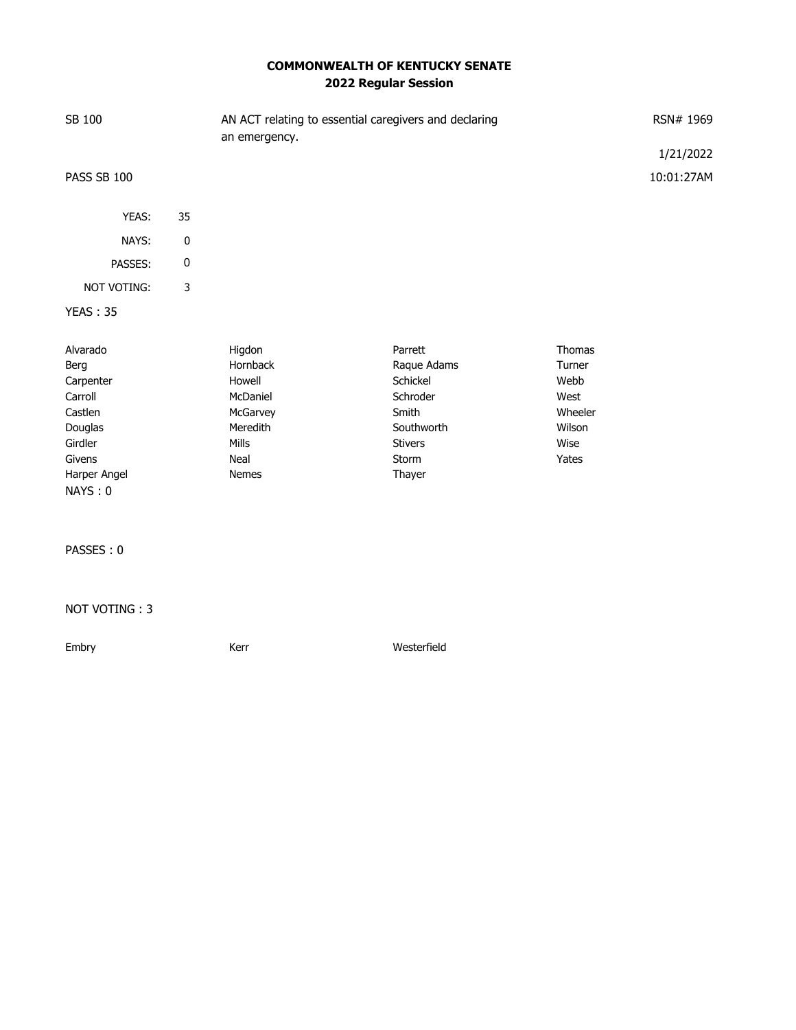**COMMONWEALTH OF KENTUCKY SENATE**
**2022 Regular Session**

SB 100 — AN ACT relating to essential caregivers and declaring an emergency. — RSN# 1969

1/21/2022

PASS SB 100 — 10:01:27AM

| | |
|---|---|
| YEAS: | 35 |
| NAYS: | 0 |
| PASSES: | 0 |
| NOT VOTING: | 3 |

YEAS : 35

| | | | |
|---|---|---|---|
| Alvarado | Higdon | Parrett | Thomas |
| Berg | Hornback | Raque Adams | Turner |
| Carpenter | Howell | Schickel | Webb |
| Carroll | McDaniel | Schroder | West |
| Castlen | McGarvey | Smith | Wheeler |
| Douglas | Meredith | Southworth | Wilson |
| Girdler | Mills | Stivers | Wise |
| Givens | Neal | Storm | Yates |
| Harper Angel | Nemes | Thayer | |

NAYS : 0

PASSES : 0

NOT VOTING : 3

| | | |
|---|---|---|
| Embry | Kerr | Westerfield |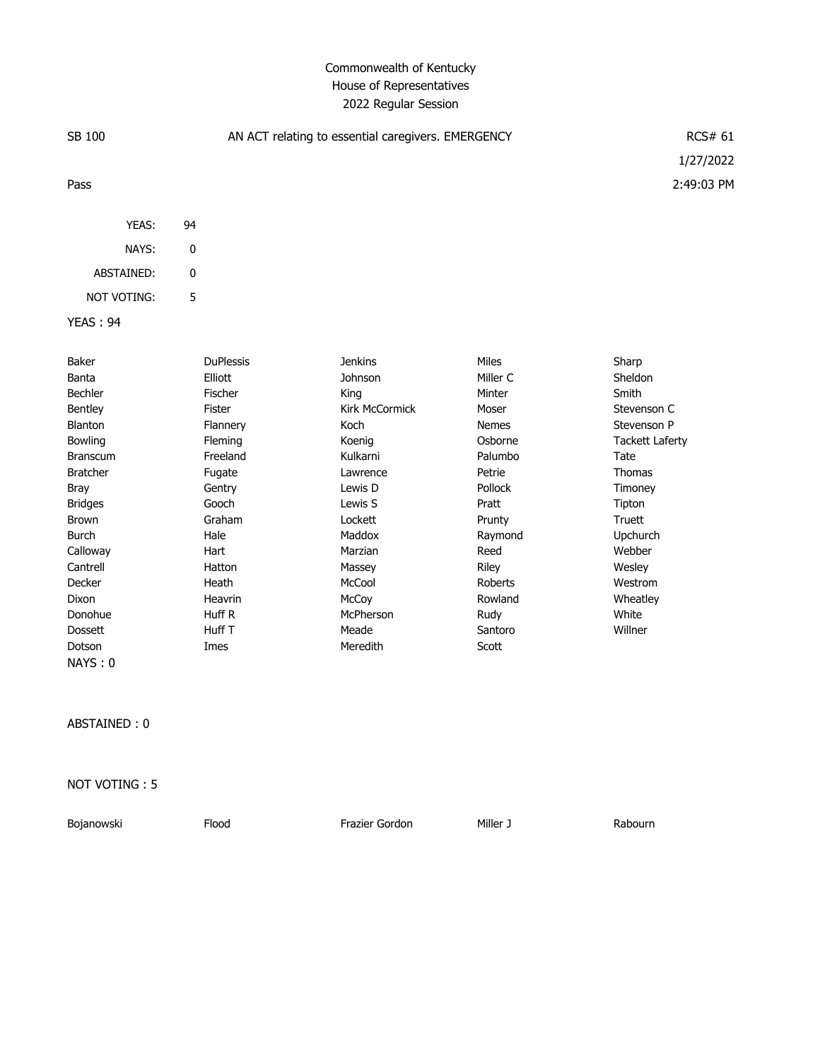Commonwealth of Kentucky
House of Representatives
2022 Regular Session

| SB 100 | AN ACT relating to essential caregivers. EMERGENCY | RCS# 61 |
|---|---|---|
| | | 1/27/2022 |
| Pass | | 2:49:03 PM |

| | |
|---|---|
| YEAS: | 94 |
| NAYS: | 0 |
| ABSTAINED: | 0 |
| NOT VOTING: | 5 |

YEAS : 94

| | | | | |
|---|---|---|---|---|
| Baker | DuPlessis | Jenkins | Miles | Sharp |
| Banta | Elliott | Johnson | Miller C | Sheldon |
| Bechler | Fischer | King | Minter | Smith |
| Bentley | Fister | Kirk McCormick | Moser | Stevenson C |
| Blanton | Flannery | Koch | Nemes | Stevenson P |
| Bowling | Fleming | Koenig | Osborne | Tackett Laferty |
| Branscum | Freeland | Kulkarni | Palumbo | Tate |
| Bratcher | Fugate | Lawrence | Petrie | Thomas |
| Bray | Gentry | Lewis D | Pollock | Timoney |
| Bridges | Gooch | Lewis S | Pratt | Tipton |
| Brown | Graham | Lockett | Prunty | Truett |
| Burch | Hale | Maddox | Raymond | Upchurch |
| Calloway | Hart | Marzian | Reed | Webber |
| Cantrell | Hatton | Massey | Riley | Wesley |
| Decker | Heath | McCool | Roberts | Westrom |
| Dixon | Heavrin | McCoy | Rowland | Wheatley |
| Donohue | Huff R | McPherson | Rudy | White |
| Dossett | Huff T | Meade | Santoro | Willner |
| Dotson | Imes | Meredith | Scott | |

NAYS : 0

ABSTAINED : 0

NOT VOTING : 5

| | | | | |
|---|---|---|---|---|
| Bojanowski | Flood | Frazier Gordon | Miller J | Rabourn |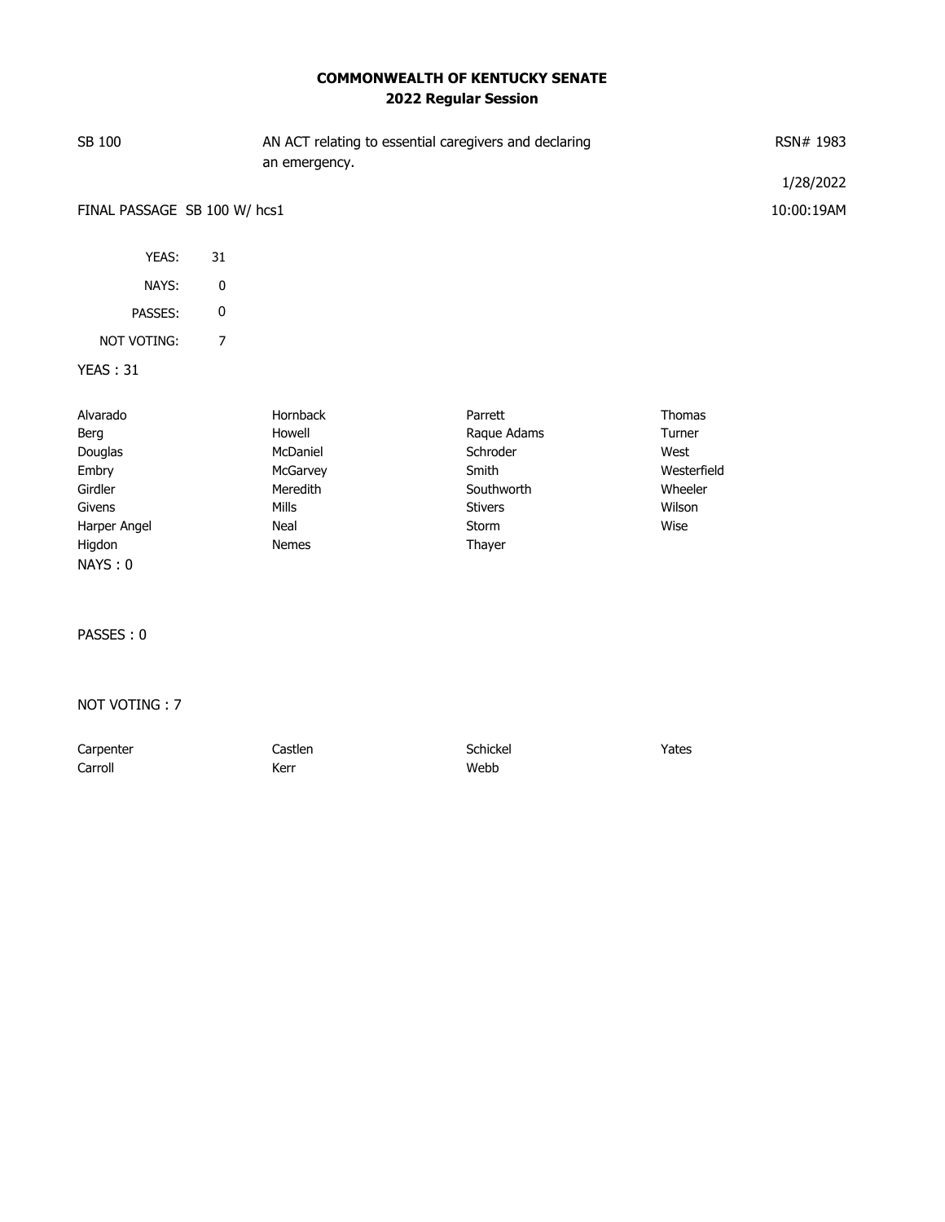**COMMONWEALTH OF KENTUCKY SENATE**
**2022 Regular Session**

SB 100 — AN ACT relating to essential caregivers and declaring an emergency. — RSN# 1983

1/28/2022

FINAL PASSAGE SB 100 W/ hcs1 — 10:00:19AM

| | |
|---|---|
| YEAS: | 31 |
| NAYS: | 0 |
| PASSES: | 0 |
| NOT VOTING: | 7 |

YEAS : 31

| | | | |
|---|---|---|---|
| Alvarado | Hornback | Parrett | Thomas |
| Berg | Howell | Raque Adams | Turner |
| Douglas | McDaniel | Schroder | West |
| Embry | McGarvey | Smith | Westerfield |
| Girdler | Meredith | Southworth | Wheeler |
| Givens | Mills | Stivers | Wilson |
| Harper Angel | Neal | Storm | Wise |
| Higdon | Nemes | Thayer | |

NAYS : 0

PASSES : 0

NOT VOTING : 7

| | | | |
|---|---|---|---|
| Carpenter | Castlen | Schickel | Yates |
| Carroll | Kerr | Webb | |